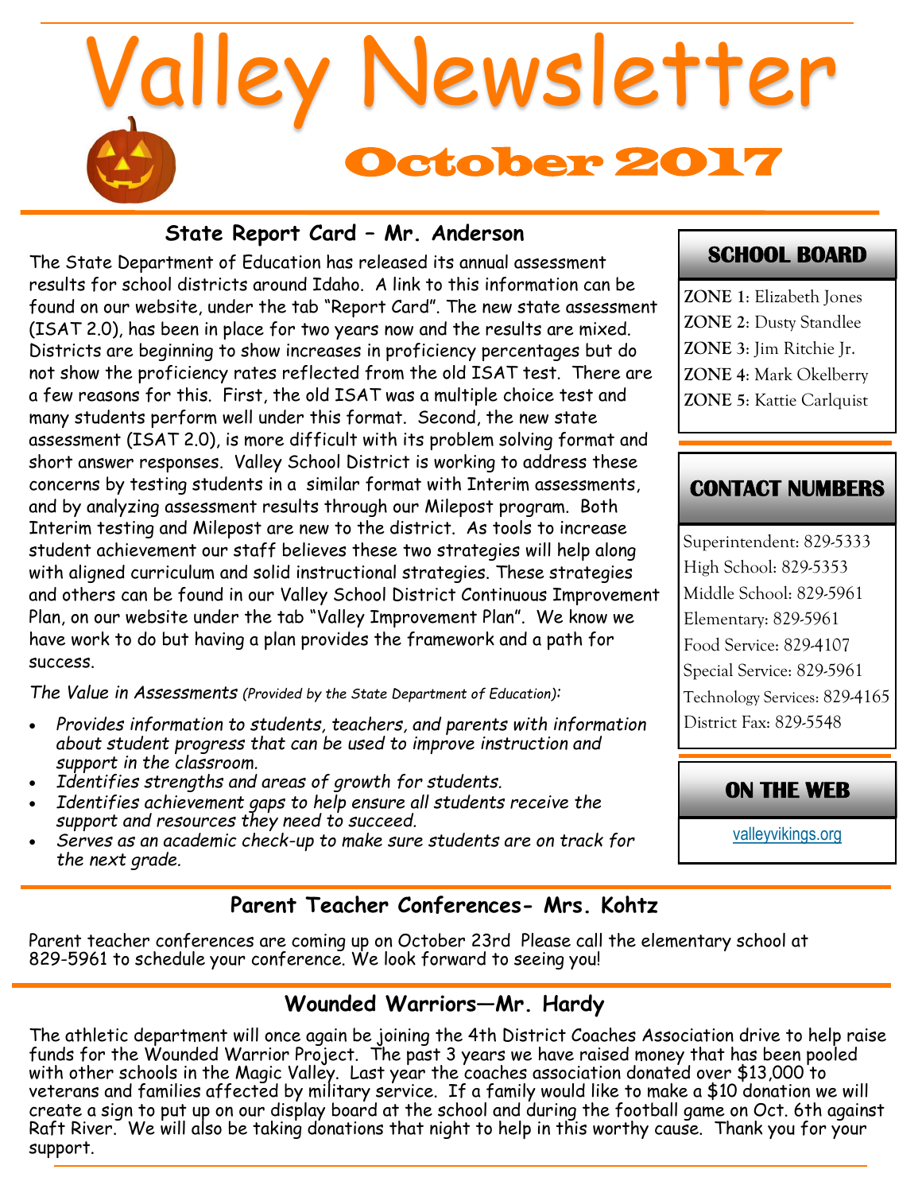# Valley Newsletter

## October 2017

## State Report Card – Mr. Anderson

The State Department of Education has released its annual assessment results for school districts around Idaho. A link to this information can be found on our website, under the tab "Report Card". The new state assessment (ISAT 2.0), has been in place for two years now and the results are mixed. Districts are beginning to show increases in proficiency percentages but do not show the proficiency rates reflected from the old ISAT test. There are a few reasons for this. First, the old ISAT was a multiple choice test and many students perform well under this format. Second, the new state assessment (ISAT 2.0), is more difficult with its problem solving format and short answer responses. Valley School District is working to address these concerns by testing students in a similar format with Interim assessments, and by analyzing assessment results through our Milepost program. Both Interim testing and Milepost are new to the district. As tools to increase student achievement our staff believes these two strategies will help along with aligned curriculum and solid instructional strategies. These strategies and others can be found in our Valley School District Continuous Improvement Plan, on our website under the tab "Valley Improvement Plan". We know we have work to do but having a plan provides the framework and a path for success.

*The Value in Assessments (Provided by the State Department of Education):*

- *Provides information to students, teachers, and parents with information about student progress that can be used to improve instruction and support in the classroom.*
- *Identifies strengths and areas of growth for students.*
- *Identifies achievement gaps to help ensure all students receive the support and resources they need to succeed.*
- *Serves as an academic check-up to make sure students are on track for the next grade.*

## SCHOOL BOARD

**ZONE 1**: Elizabeth Jones
**ZONE 2**: Dusty Standlee
**ZONE 3**: Jim Ritchie Jr.
**ZONE 4**: Mark Okelberry
**ZONE 5**: Kattie Carlquist

## CONTACT NUMBERS

Superintendent: 829-5333
High School: 829-5353
Middle School: 829-5961
Elementary: 829-5961
Food Service: 829-4107
Special Service: 829-5961
Technology Services: 829-4165
District Fax: 829-5548

## ON THE WEB

valleyvikings.org

## Parent Teacher Conferences- Mrs. Kohtz

Parent teacher conferences are coming up on October 23rd Please call the elementary school at 829-5961 to schedule your conference. We look forward to seeing you!

## Wounded Warriors—Mr. Hardy

The athletic department will once again be joining the 4th District Coaches Association drive to help raise funds for the Wounded Warrior Project. The past 3 years we have raised money that has been pooled with other schools in the Magic Valley. Last year the coaches association donated over $13,000 to veterans and families affected by military service. If a family would like to make a $10 donation we will create a sign to put up on our display board at the school and during the football game on Oct. 6th against Raft River. We will also be taking donations that night to help in this worthy cause. Thank you for your support.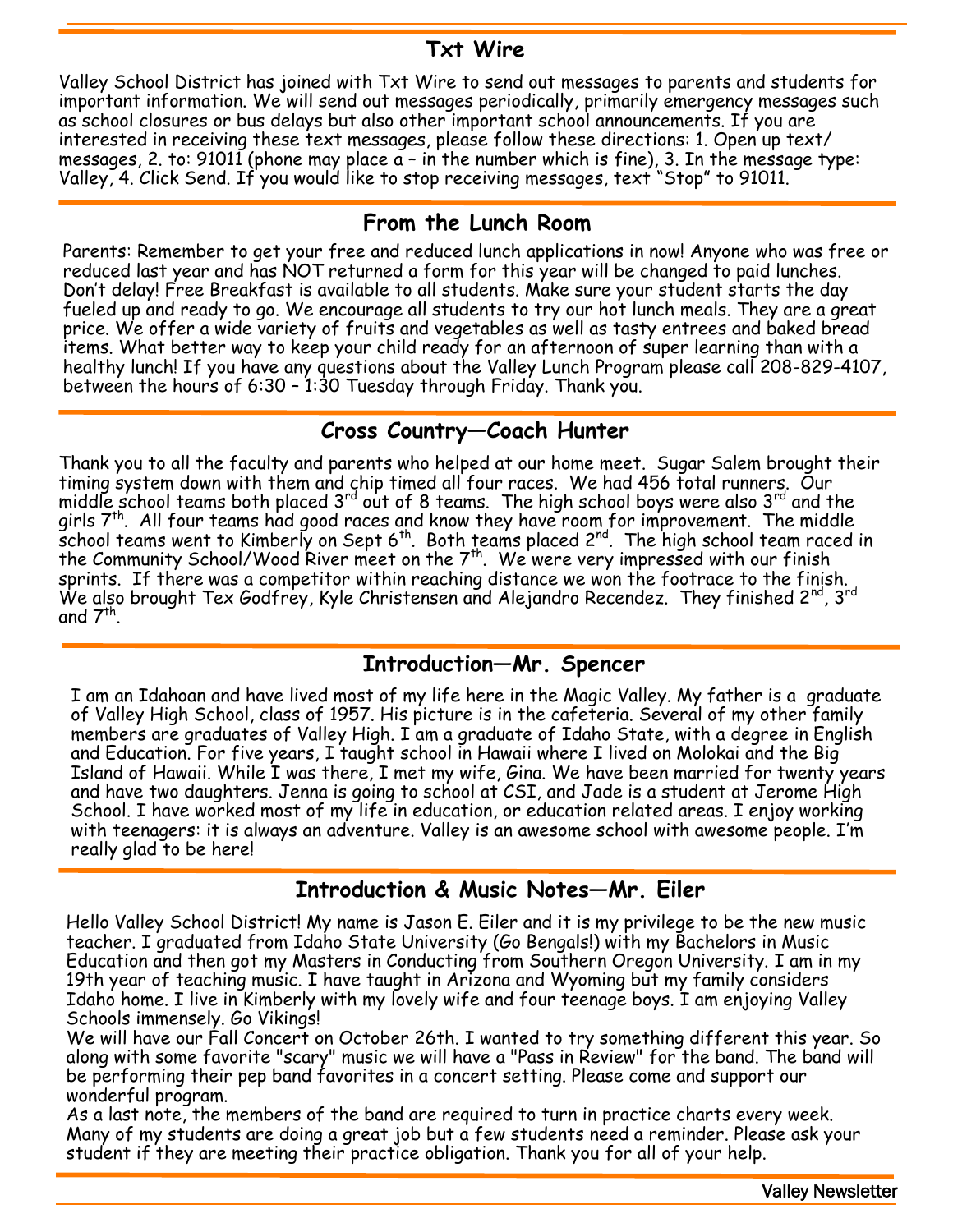## Txt Wire

Valley School District has joined with Txt Wire to send out messages to parents and students for important information. We will send out messages periodically, primarily emergency messages such as school closures or bus delays but also other important school announcements. If you are interested in receiving these text messages, please follow these directions: 1. Open up text/messages, 2. to: 91011 (phone may place a – in the number which is fine), 3. In the message type: Valley, 4. Click Send. If you would like to stop receiving messages, text "Stop" to 91011.

## From the Lunch Room

Parents: Remember to get your free and reduced lunch applications in now! Anyone who was free or reduced last year and has NOT returned a form for this year will be changed to paid lunches. Don't delay! Free Breakfast is available to all students. Make sure your student starts the day fueled up and ready to go. We encourage all students to try our hot lunch meals. They are a great price. We offer a wide variety of fruits and vegetables as well as tasty entrees and baked bread items. What better way to keep your child ready for an afternoon of super learning than with a healthy lunch! If you have any questions about the Valley Lunch Program please call 208-829-4107, between the hours of 6:30 – 1:30 Tuesday through Friday. Thank you.

## Cross Country—Coach Hunter

Thank you to all the faculty and parents who helped at our home meet. Sugar Salem brought their timing system down with them and chip timed all four races. We had 456 total runners. Our middle school teams both placed 3rd out of 8 teams. The high school boys were also 3rd and the girls 7th. All four teams had good races and know they have room for improvement. The middle school teams went to Kimberly on Sept 6th. Both teams placed 2nd. The high school team raced in the Community School/Wood River meet on the 7th. We were very impressed with our finish sprints. If there was a competitor within reaching distance we won the footrace to the finish. We also brought Tex Godfrey, Kyle Christensen and Alejandro Recendez. They finished 2nd, 3rd and 7th.

## Introduction—Mr. Spencer

I am an Idahoan and have lived most of my life here in the Magic Valley. My father is a graduate of Valley High School, class of 1957. His picture is in the cafeteria. Several of my other family members are graduates of Valley High. I am a graduate of Idaho State, with a degree in English and Education. For five years, I taught school in Hawaii where I lived on Molokai and the Big Island of Hawaii. While I was there, I met my wife, Gina. We have been married for twenty years and have two daughters. Jenna is going to school at CSI, and Jade is a student at Jerome High School. I have worked most of my life in education, or education related areas. I enjoy working with teenagers: it is always an adventure. Valley is an awesome school with awesome people. I'm really glad to be here!

## Introduction & Music Notes—Mr. Eiler

Hello Valley School District! My name is Jason E. Eiler and it is my privilege to be the new music teacher. I graduated from Idaho State University (Go Bengals!) with my Bachelors in Music Education and then got my Masters in Conducting from Southern Oregon University. I am in my 19th year of teaching music. I have taught in Arizona and Wyoming but my family considers Idaho home. I live in Kimberly with my lovely wife and four teenage boys. I am enjoying Valley Schools immensely. Go Vikings!

We will have our Fall Concert on October 26th. I wanted to try something different this year. So along with some favorite "scary" music we will have a "Pass in Review" for the band. The band will be performing their pep band favorites in a concert setting. Please come and support our wonderful program.

As a last note, the members of the band are required to turn in practice charts every week. Many of my students are doing a great job but a few students need a reminder. Please ask your student if they are meeting their practice obligation. Thank you for all of your help.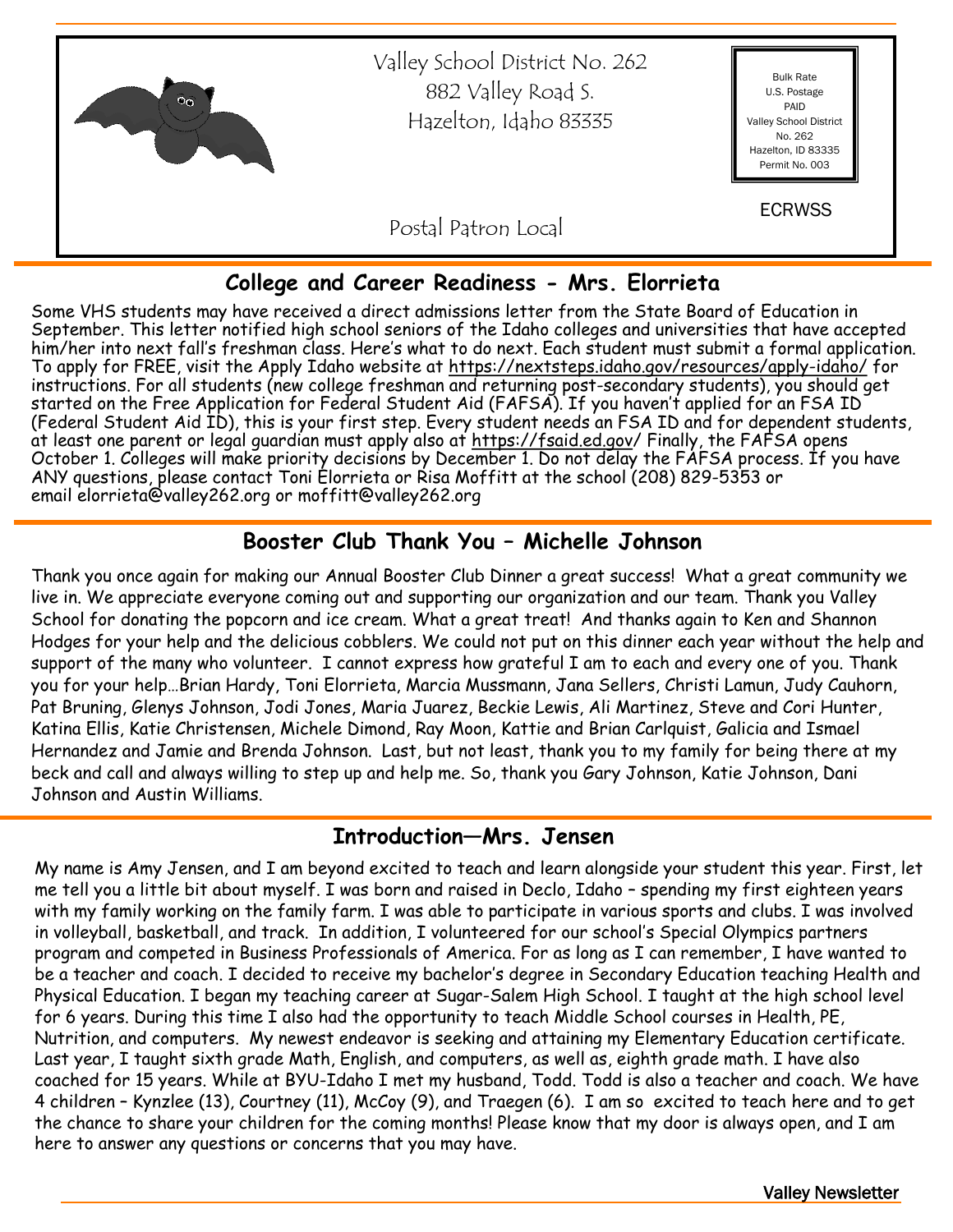Valley School District No. 262
882 Valley Road S.
Hazelton, Idaho 83335

Bulk Rate
U.S. Postage
PAID
Valley School District
No. 262
Hazelton, ID 83335
Permit No. 003

ECRWSS

Postal Patron Local

## College and Career Readiness - Mrs. Elorrieta

Some VHS students may have received a direct admissions letter from the State Board of Education in September. This letter notified high school seniors of the Idaho colleges and universities that have accepted him/her into next fall's freshman class. Here's what to do next. Each student must submit a formal application. To apply for FREE, visit the Apply Idaho website at https://nextsteps.idaho.gov/resources/apply-idaho/ for instructions. For all students (new college freshman and returning post-secondary students), you should get started on the Free Application for Federal Student Aid (FAFSA). If you haven't applied for an FSA ID (Federal Student Aid ID), this is your first step. Every student needs an FSA ID and for dependent students, at least one parent or legal guardian must apply also at https://fsaid.ed.gov/ Finally, the FAFSA opens October 1. Colleges will make priority decisions by December 1. Do not delay the FAFSA process. If you have ANY questions, please contact Toni Elorrieta or Risa Moffitt at the school (208) 829-5353 or email elorrieta@valley262.org or moffitt@valley262.org

## Booster Club Thank You – Michelle Johnson

Thank you once again for making our Annual Booster Club Dinner a great success! What a great community we live in. We appreciate everyone coming out and supporting our organization and our team. Thank you Valley School for donating the popcorn and ice cream. What a great treat! And thanks again to Ken and Shannon Hodges for your help and the delicious cobblers. We could not put on this dinner each year without the help and support of the many who volunteer. I cannot express how grateful I am to each and every one of you. Thank you for your help…Brian Hardy, Toni Elorrieta, Marcia Mussmann, Jana Sellers, Christi Lamun, Judy Cauhorn, Pat Bruning, Glenys Johnson, Jodi Jones, Maria Juarez, Beckie Lewis, Ali Martinez, Steve and Cori Hunter, Katina Ellis, Katie Christensen, Michele Dimond, Ray Moon, Kattie and Brian Carlquist, Galicia and Ismael Hernandez and Jamie and Brenda Johnson. Last, but not least, thank you to my family for being there at my beck and call and always willing to step up and help me. So, thank you Gary Johnson, Katie Johnson, Dani Johnson and Austin Williams.

## Introduction—Mrs. Jensen

My name is Amy Jensen, and I am beyond excited to teach and learn alongside your student this year. First, let me tell you a little bit about myself. I was born and raised in Declo, Idaho – spending my first eighteen years with my family working on the family farm. I was able to participate in various sports and clubs. I was involved in volleyball, basketball, and track. In addition, I volunteered for our school's Special Olympics partners program and competed in Business Professionals of America. For as long as I can remember, I have wanted to be a teacher and coach. I decided to receive my bachelor's degree in Secondary Education teaching Health and Physical Education. I began my teaching career at Sugar-Salem High School. I taught at the high school level for 6 years. During this time I also had the opportunity to teach Middle School courses in Health, PE, Nutrition, and computers. My newest endeavor is seeking and attaining my Elementary Education certificate. Last year, I taught sixth grade Math, English, and computers, as well as, eighth grade math. I have also coached for 15 years. While at BYU-Idaho I met my husband, Todd. Todd is also a teacher and coach. We have 4 children – Kynzlee (13), Courtney (11), McCoy (9), and Traegen (6). I am so excited to teach here and to get the chance to share your children for the coming months! Please know that my door is always open, and I am here to answer any questions or concerns that you may have.